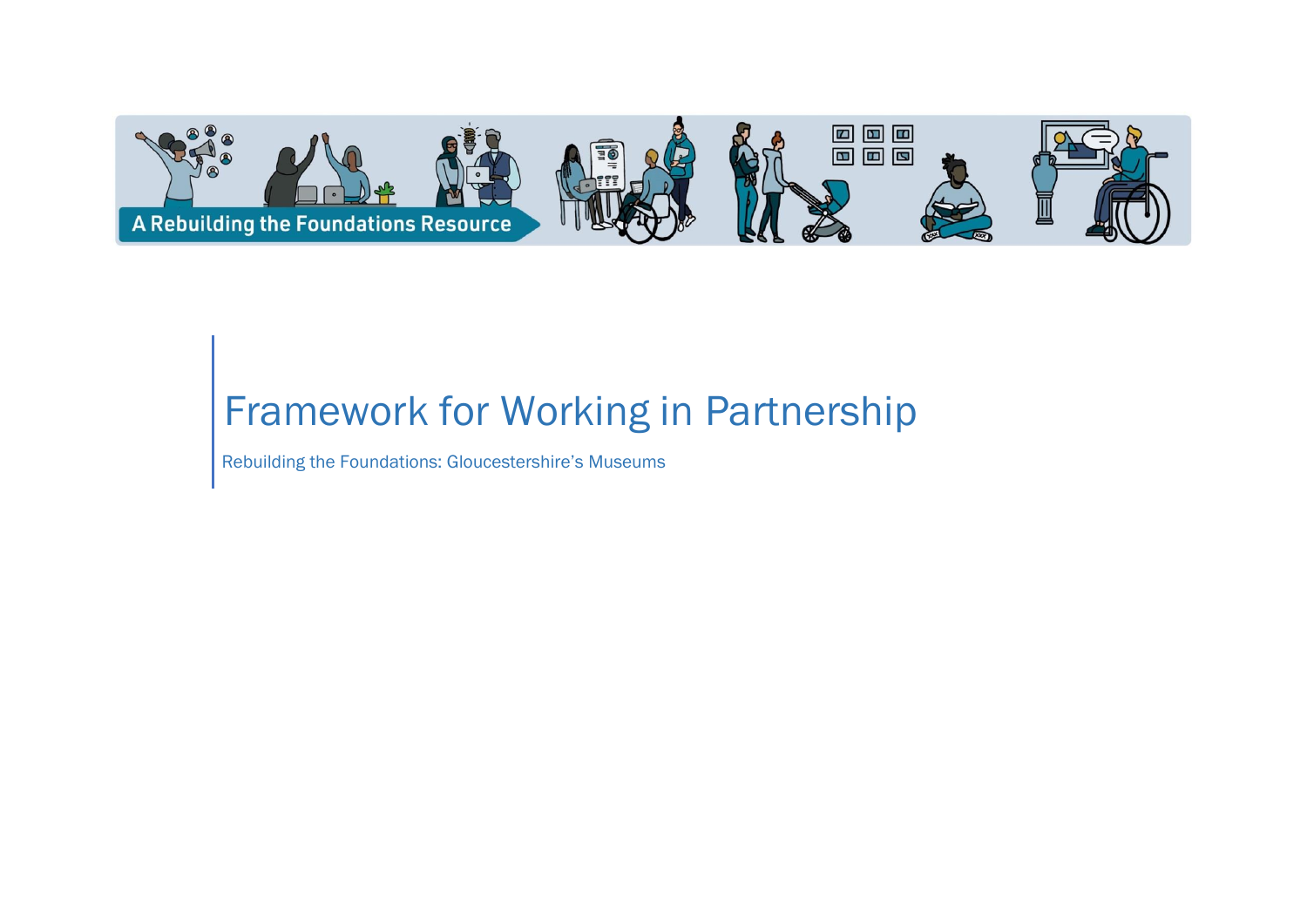A Rebuilding the Foundations Resource

# Framework for Working in Partnership

Rebuilding the Foundations: Gloucestershire's Museums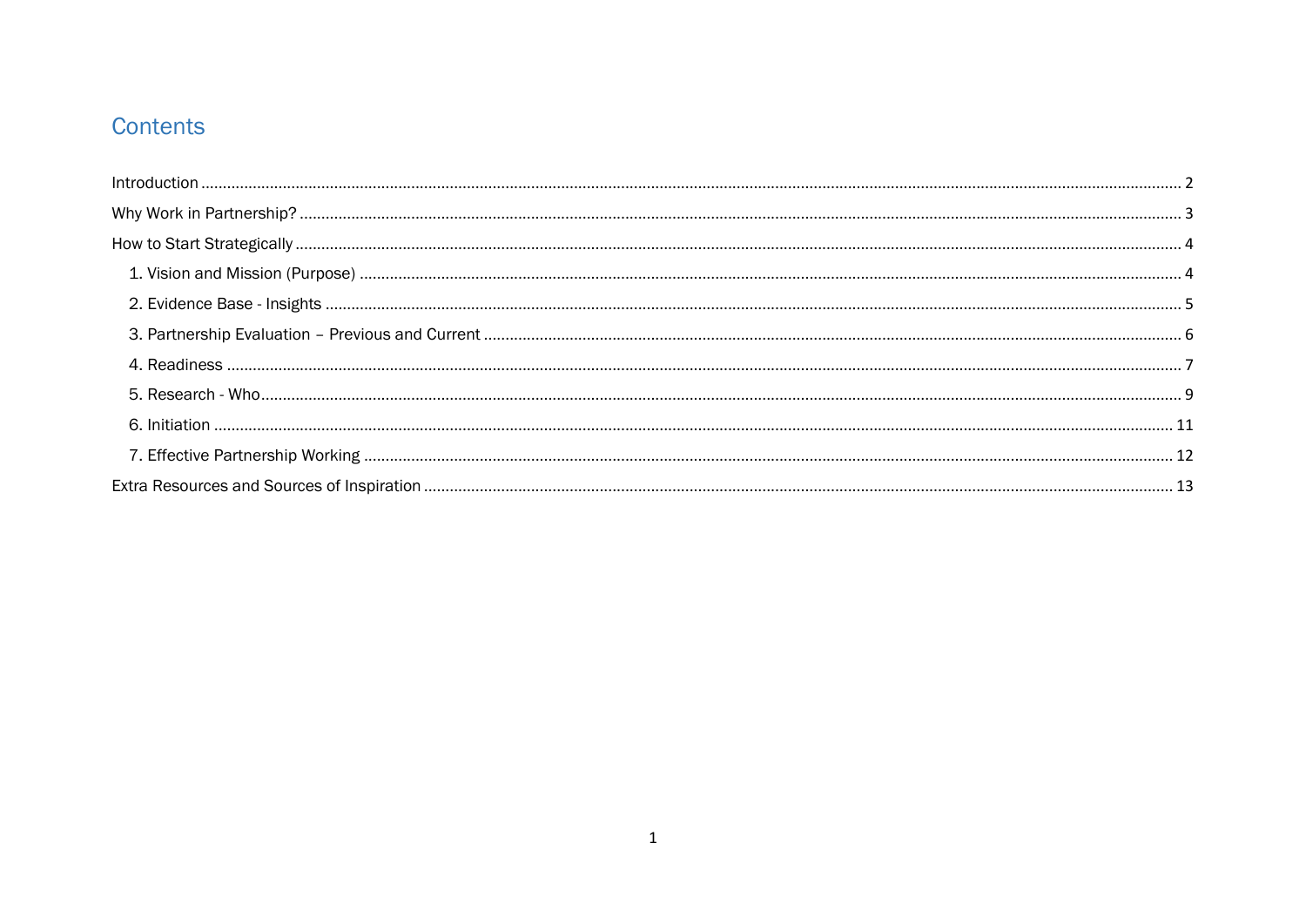# Contents

Introduction ........ 2

Why Work in Partnership? ........ 3

How to Start Strategically ........ 4

- 1. Vision and Mission (Purpose) ........ 4
- 2. Evidence Base - Insights ........ 5
- 3. Partnership Evaluation – Previous and Current ........ 6
- 4. Readiness ........ 7
- 5. Research - Who ........ 9
- 6. Initiation ........ 11
- 7. Effective Partnership Working ........ 12

Extra Resources and Sources of Inspiration ........ 13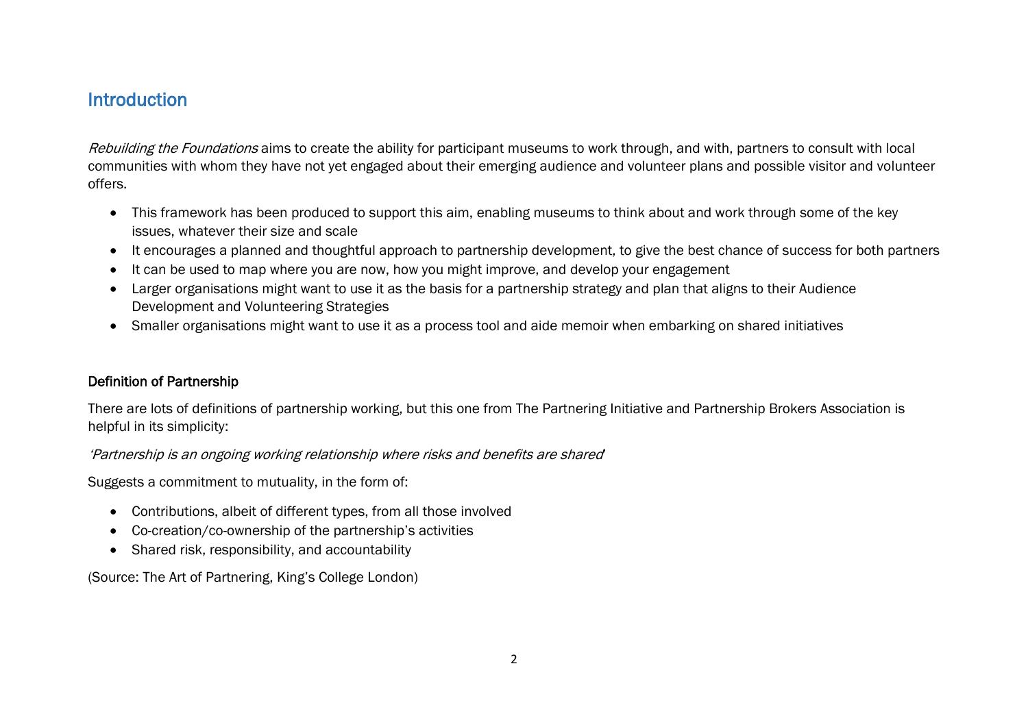## Introduction

*Rebuilding the Foundations* aims to create the ability for participant museums to work through, and with, partners to consult with local communities with whom they have not yet engaged about their emerging audience and volunteer plans and possible visitor and volunteer offers.

- This framework has been produced to support this aim, enabling museums to think about and work through some of the key issues, whatever their size and scale
- It encourages a planned and thoughtful approach to partnership development, to give the best chance of success for both partners
- It can be used to map where you are now, how you might improve, and develop your engagement
- Larger organisations might want to use it as the basis for a partnership strategy and plan that aligns to their Audience Development and Volunteering Strategies
- Smaller organisations might want to use it as a process tool and aide memoir when embarking on shared initiatives

### Definition of Partnership

There are lots of definitions of partnership working, but this one from The Partnering Initiative and Partnership Brokers Association is helpful in its simplicity:

*'Partnership is an ongoing working relationship where risks and benefits are shared'*

Suggests a commitment to mutuality, in the form of:

- Contributions, albeit of different types, from all those involved
- Co-creation/co-ownership of the partnership's activities
- Shared risk, responsibility, and accountability

(Source: The Art of Partnering, King's College London)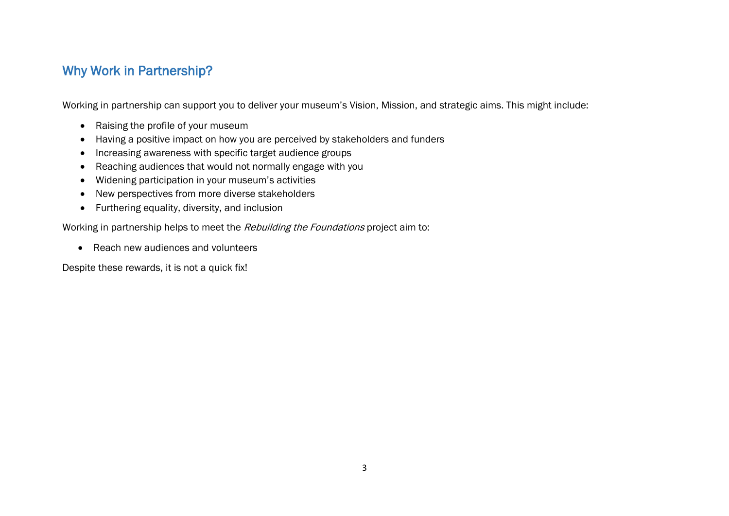## Why Work in Partnership?

Working in partnership can support you to deliver your museum's Vision, Mission, and strategic aims. This might include:

- Raising the profile of your museum
- Having a positive impact on how you are perceived by stakeholders and funders
- Increasing awareness with specific target audience groups
- Reaching audiences that would not normally engage with you
- Widening participation in your museum's activities
- New perspectives from more diverse stakeholders
- Furthering equality, diversity, and inclusion

Working in partnership helps to meet the *Rebuilding the Foundations* project aim to:

- Reach new audiences and volunteers

Despite these rewards, it is not a quick fix!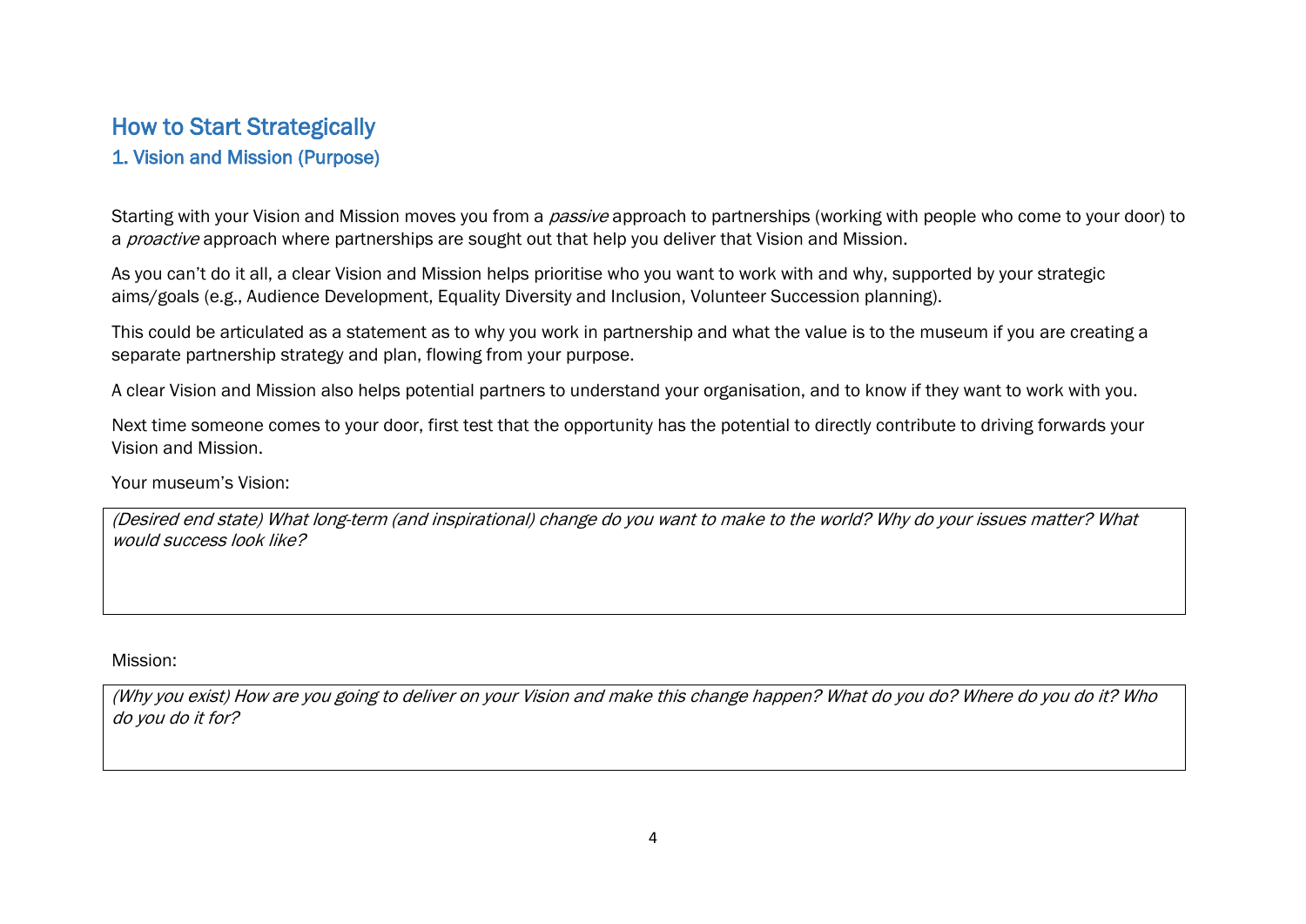# How to Start Strategically

## 1. Vision and Mission (Purpose)

Starting with your Vision and Mission moves you from a *passive* approach to partnerships (working with people who come to your door) to a *proactive* approach where partnerships are sought out that help you deliver that Vision and Mission.

As you can't do it all, a clear Vision and Mission helps prioritise who you want to work with and why, supported by your strategic aims/goals (e.g., Audience Development, Equality Diversity and Inclusion, Volunteer Succession planning).

This could be articulated as a statement as to why you work in partnership and what the value is to the museum if you are creating a separate partnership strategy and plan, flowing from your purpose.

A clear Vision and Mission also helps potential partners to understand your organisation, and to know if they want to work with you.

Next time someone comes to your door, first test that the opportunity has the potential to directly contribute to driving forwards your Vision and Mission.

Your museum's Vision:

| *(Desired end state) What long-term (and inspirational) change do you want to make to the world? Why do your issues matter? What would success look like?* |
|---|

Mission:

| *(Why you exist) How are you going to deliver on your Vision and make this change happen? What do you do? Where do you do it? Who do you do it for?* |
|---|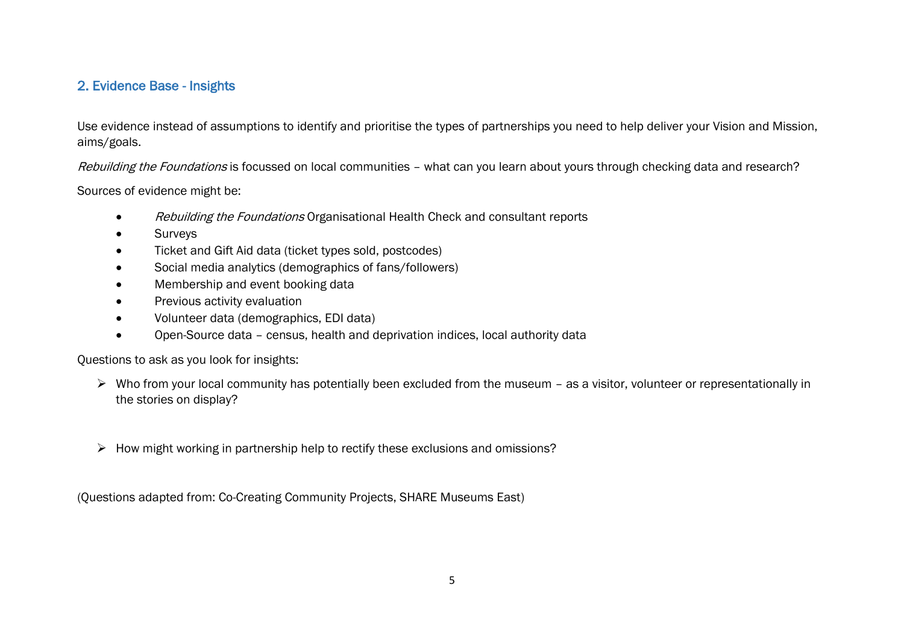## 2. Evidence Base - Insights

Use evidence instead of assumptions to identify and prioritise the types of partnerships you need to help deliver your Vision and Mission, aims/goals.

*Rebuilding the Foundations* is focussed on local communities – what can you learn about yours through checking data and research?

Sources of evidence might be:

- *Rebuilding the Foundations* Organisational Health Check and consultant reports
- Surveys
- Ticket and Gift Aid data (ticket types sold, postcodes)
- Social media analytics (demographics of fans/followers)
- Membership and event booking data
- Previous activity evaluation
- Volunteer data (demographics, EDI data)
- Open-Source data – census, health and deprivation indices, local authority data

Questions to ask as you look for insights:

- Who from your local community has potentially been excluded from the museum – as a visitor, volunteer or representationally in the stories on display?
- How might working in partnership help to rectify these exclusions and omissions?

(Questions adapted from: Co-Creating Community Projects, SHARE Museums East)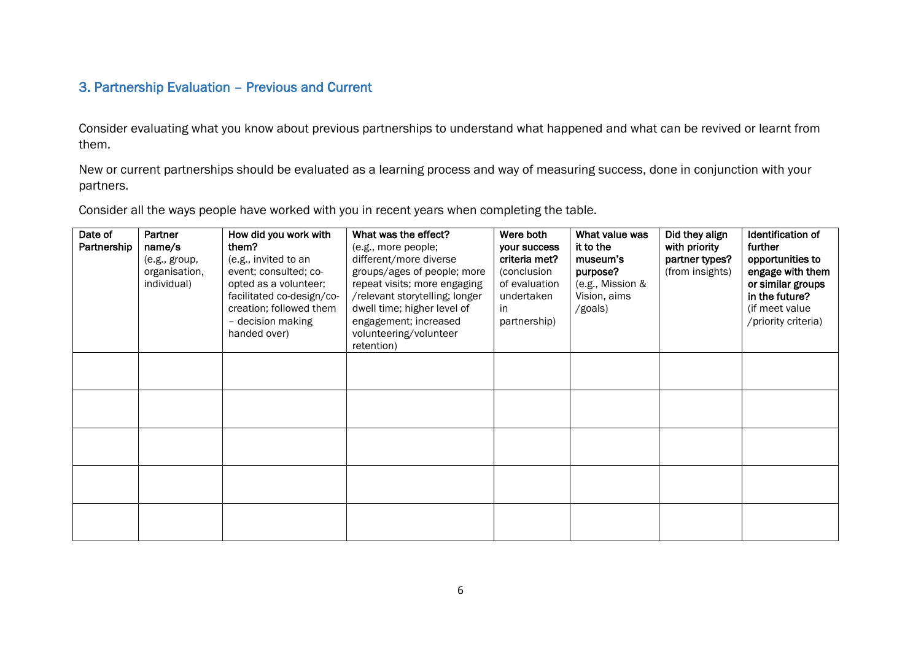## 3. Partnership Evaluation – Previous and Current

Consider evaluating what you know about previous partnerships to understand what happened and what can be revived or learnt from them.

New or current partnerships should be evaluated as a learning process and way of measuring success, done in conjunction with your partners.

Consider all the ways people have worked with you in recent years when completing the table.

| **Date of Partnership** | **Partner name/s** (e.g., group, organisation, individual) | **How did you work with them?** (e.g., invited to an event; consulted; co-opted as a volunteer; facilitated co-design/co-creation; followed them – decision making handed over) | **What was the effect?** (e.g., more people; different/more diverse groups/ages of people; more repeat visits; more engaging /relevant storytelling; longer dwell time; higher level of engagement; increased volunteering/volunteer retention) | **Were both your success criteria met?** (conclusion of evaluation undertaken in partnership) | **What value was it to the museum's purpose?** (e.g., Mission & Vision, aims /goals) | **Did they align with priority partner types?** (from insights) | **Identification of further opportunities to engage with them or similar groups in the future?** (if meet value /priority criteria) |
|---|---|---|---|---|---|---|---|
| | | | | | | | |
| | | | | | | | |
| | | | | | | | |
| | | | | | | | |
| | | | | | | | |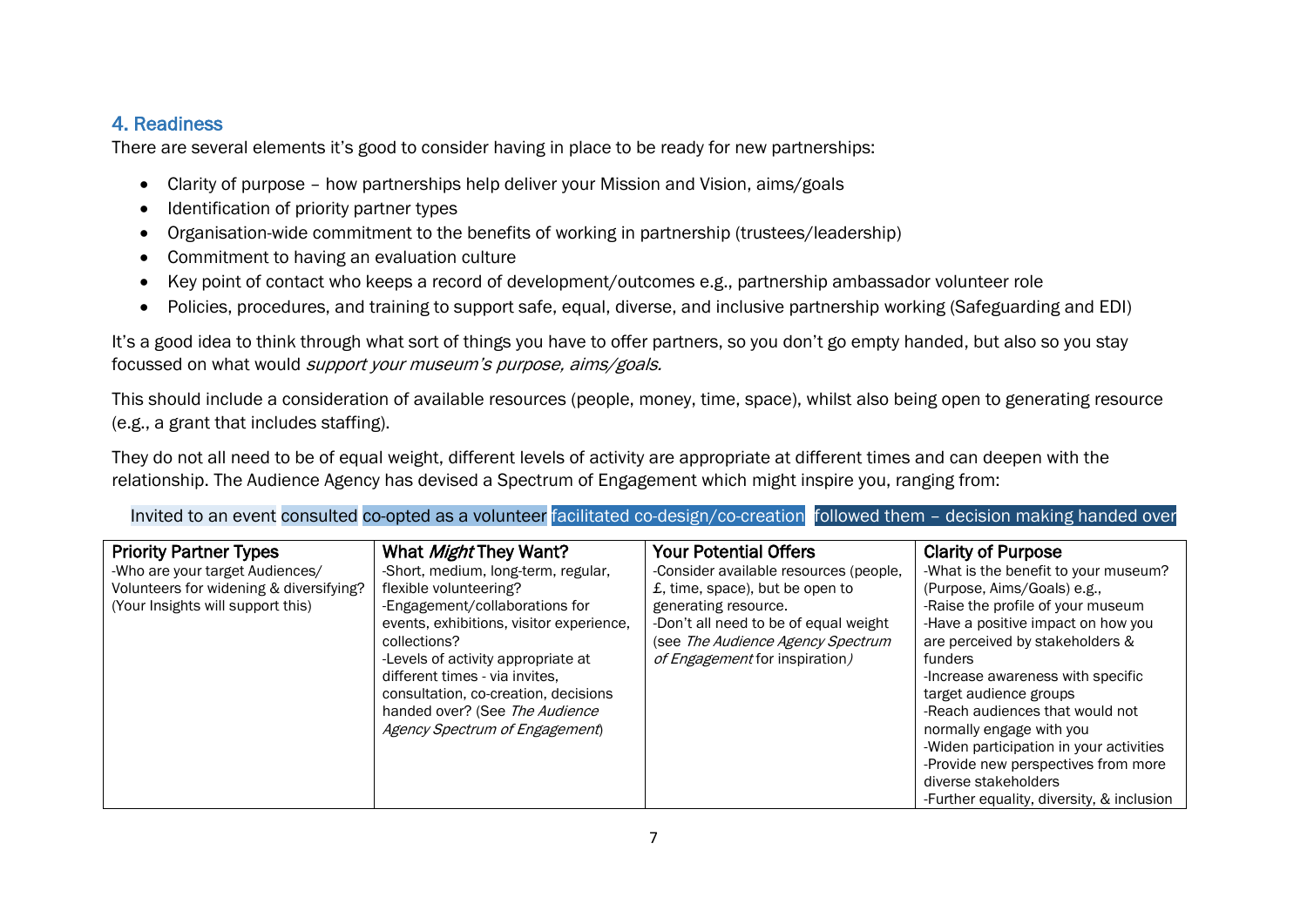## 4. Readiness

There are several elements it's good to consider having in place to be ready for new partnerships:

- Clarity of purpose – how partnerships help deliver your Mission and Vision, aims/goals
- Identification of priority partner types
- Organisation-wide commitment to the benefits of working in partnership (trustees/leadership)
- Commitment to having an evaluation culture
- Key point of contact who keeps a record of development/outcomes e.g., partnership ambassador volunteer role
- Policies, procedures, and training to support safe, equal, diverse, and inclusive partnership working (Safeguarding and EDI)

It's a good idea to think through what sort of things you have to offer partners, so you don't go empty handed, but also so you stay focussed on what would *support your museum's purpose, aims/goals.*

This should include a consideration of available resources (people, money, time, space), whilst also being open to generating resource (e.g., a grant that includes staffing).

They do not all need to be of equal weight, different levels of activity are appropriate at different times and can deepen with the relationship. The Audience Agency has devised a Spectrum of Engagement which might inspire you, ranging from:

Invited to an event | consulted | co-opted as a volunteer | facilitated co-design/co-creation | followed them – decision making handed over

| Priority Partner Types | What *Might* They Want? | Your Potential Offers | Clarity of Purpose |
|---|---|---|---|
| -Who are your target Audiences/ Volunteers for widening & diversifying? (Your Insights will support this) | -Short, medium, long-term, regular, flexible volunteering?<br>-Engagement/collaborations for events, exhibitions, visitor experience, collections?<br>-Levels of activity appropriate at different times - via invites, consultation, co-creation, decisions handed over? (See *The Audience Agency Spectrum of Engagement*) | -Consider available resources (people, £, time, space), but be open to generating resource.<br>-Don't all need to be of equal weight (see *The Audience Agency Spectrum of Engagement* for inspiration) | -What is the benefit to your museum? (Purpose, Aims/Goals) e.g.,<br>-Raise the profile of your museum<br>-Have a positive impact on how you are perceived by stakeholders & funders<br>-Increase awareness with specific target audience groups<br>-Reach audiences that would not normally engage with you<br>-Widen participation in your activities<br>-Provide new perspectives from more diverse stakeholders<br>-Further equality, diversity, & inclusion |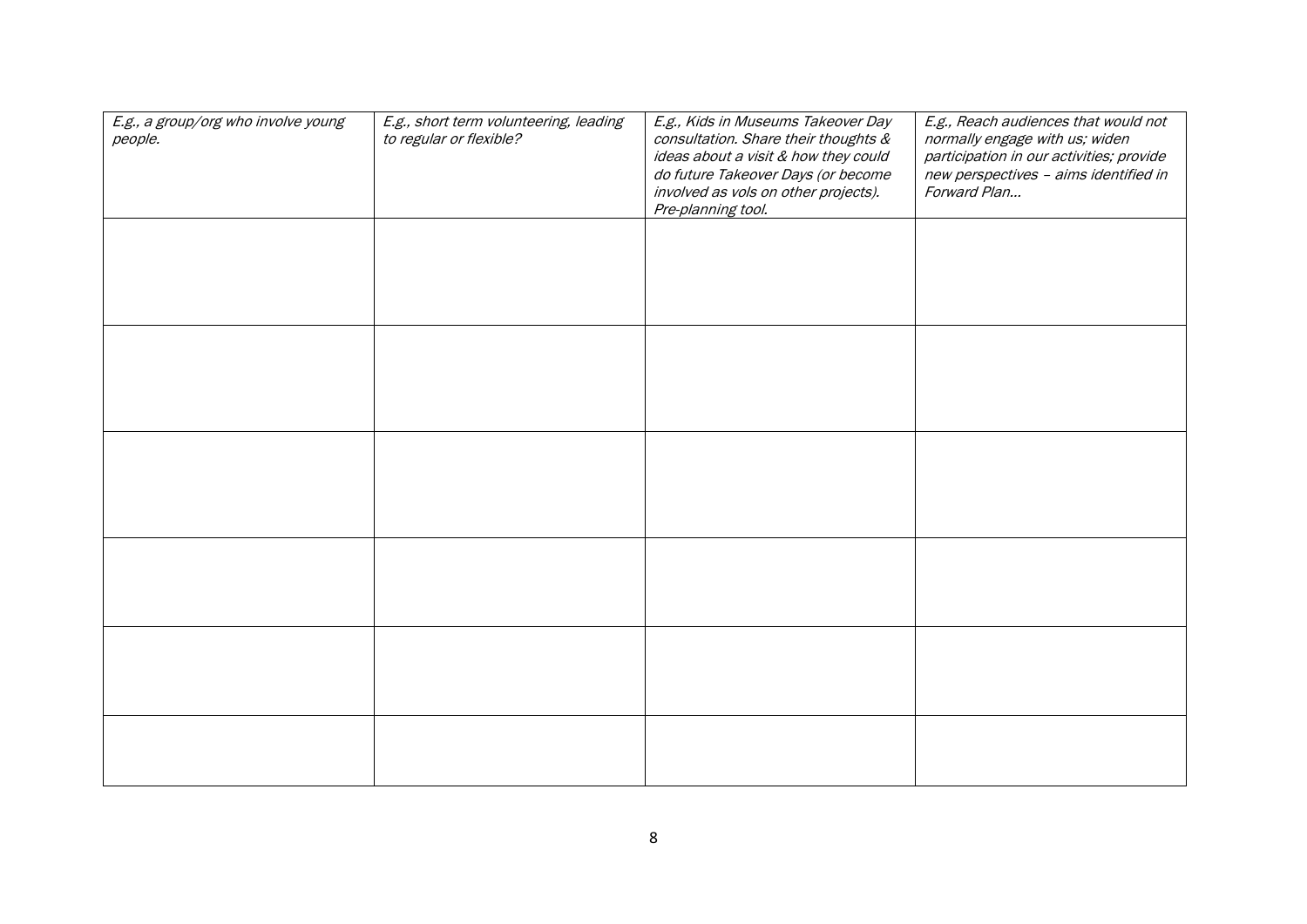| *E.g., a group/org who involve young people.* | *E.g., short term volunteering, leading to regular or flexible?* | *E.g., Kids in Museums Takeover Day consultation. Share their thoughts & ideas about a visit & how they could do future Takeover Days (or become involved as vols on other projects). Pre-planning tool.* | *E.g., Reach audiences that would not normally engage with us; widen participation in our activities; provide new perspectives – aims identified in Forward Plan…* |
|---|---|---|---|
| | | | |
| | | | |
| | | | |
| | | | |
| | | | |
| | | | |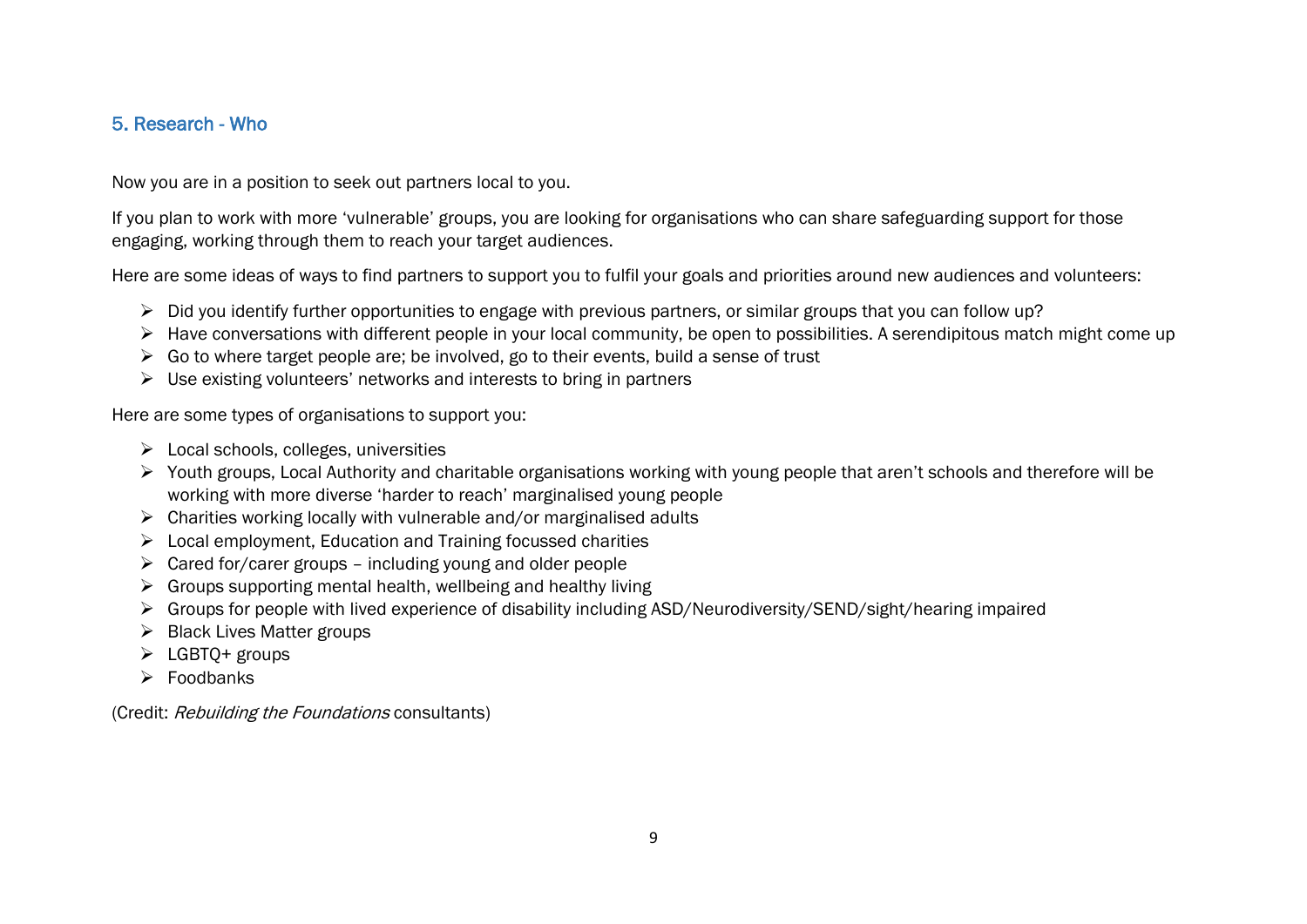## 5. Research - Who

Now you are in a position to seek out partners local to you.

If you plan to work with more 'vulnerable' groups, you are looking for organisations who can share safeguarding support for those engaging, working through them to reach your target audiences.

Here are some ideas of ways to find partners to support you to fulfil your goals and priorities around new audiences and volunteers:

- Did you identify further opportunities to engage with previous partners, or similar groups that you can follow up?
- Have conversations with different people in your local community, be open to possibilities. A serendipitous match might come up
- Go to where target people are; be involved, go to their events, build a sense of trust
- Use existing volunteers' networks and interests to bring in partners

Here are some types of organisations to support you:

- Local schools, colleges, universities
- Youth groups, Local Authority and charitable organisations working with young people that aren't schools and therefore will be working with more diverse 'harder to reach' marginalised young people
- Charities working locally with vulnerable and/or marginalised adults
- Local employment, Education and Training focussed charities
- Cared for/carer groups – including young and older people
- Groups supporting mental health, wellbeing and healthy living
- Groups for people with lived experience of disability including ASD/Neurodiversity/SEND/sight/hearing impaired
- Black Lives Matter groups
- LGBTQ+ groups
- Foodbanks

(Credit: *Rebuilding the Foundations* consultants)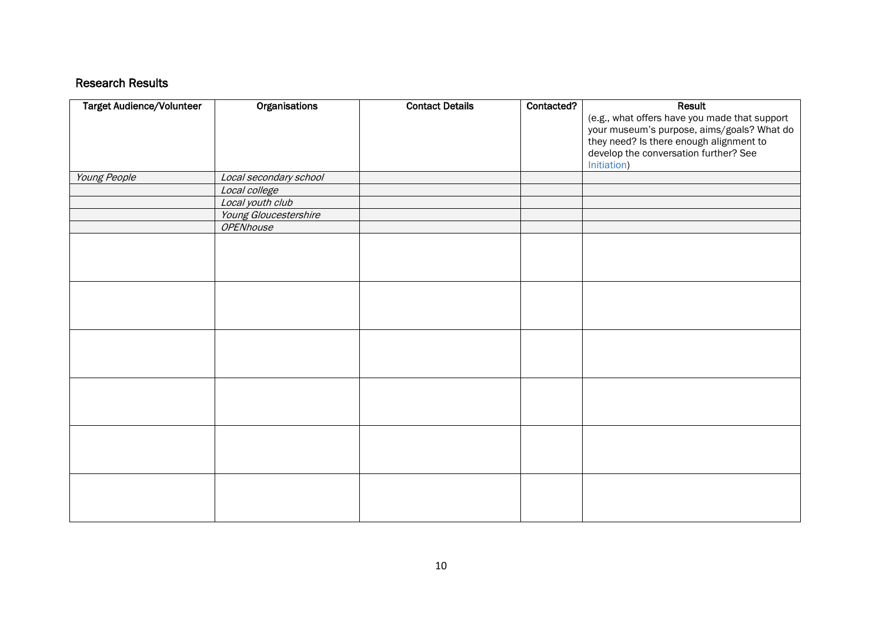## Research Results

| Target Audience/Volunteer | Organisations | Contact Details | Contacted? | Result (e.g., what offers have you made that support your museum's purpose, aims/goals? What do they need? Is there enough alignment to develop the conversation further? See Initiation) |
|---|---|---|---|---|
| *Young People* | *Local secondary school* | | | |
| | *Local college* | | | |
| | *Local youth club* | | | |
| | *Young Gloucestershire* | | | |
| | *OPENhouse* | | | |
| | | | | |
| | | | | |
| | | | | |
| | | | | |
| | | | | |
| | | | | |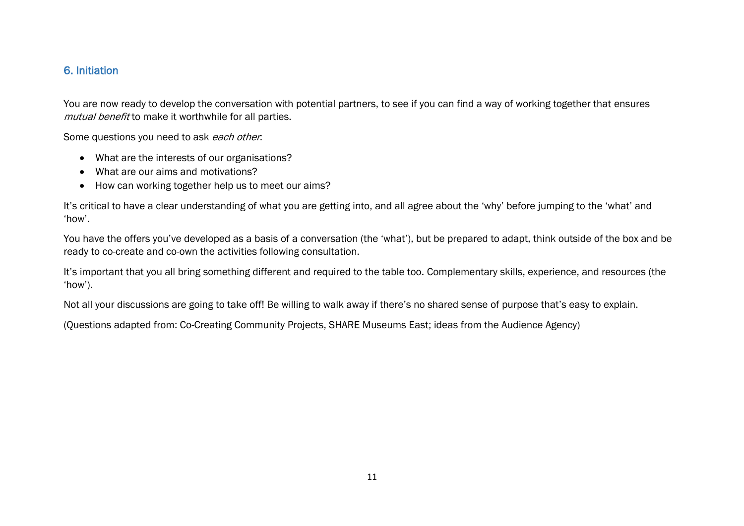## 6. Initiation

You are now ready to develop the conversation with potential partners, to see if you can find a way of working together that ensures *mutual benefit* to make it worthwhile for all parties.

Some questions you need to ask *each other*:

- What are the interests of our organisations?
- What are our aims and motivations?
- How can working together help us to meet our aims?

It's critical to have a clear understanding of what you are getting into, and all agree about the 'why' before jumping to the 'what' and 'how'.

You have the offers you've developed as a basis of a conversation (the 'what'), but be prepared to adapt, think outside of the box and be ready to co-create and co-own the activities following consultation.

It's important that you all bring something different and required to the table too. Complementary skills, experience, and resources (the 'how').

Not all your discussions are going to take off! Be willing to walk away if there's no shared sense of purpose that's easy to explain.

(Questions adapted from: Co-Creating Community Projects, SHARE Museums East; ideas from the Audience Agency)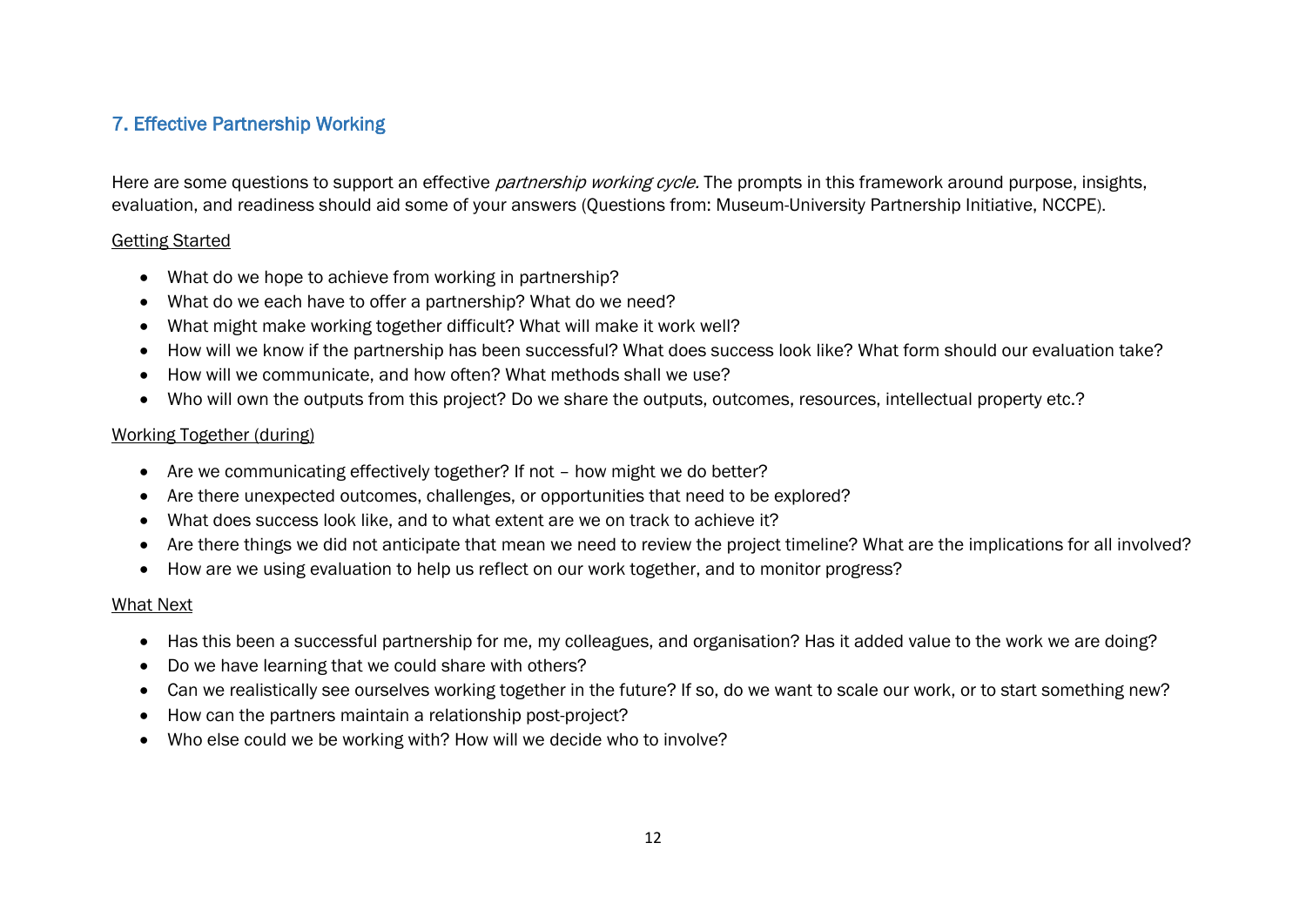## 7. Effective Partnership Working

Here are some questions to support an effective *partnership working cycle.* The prompts in this framework around purpose, insights, evaluation, and readiness should aid some of your answers (Questions from: Museum-University Partnership Initiative, NCCPE).

<u>Getting Started</u>

- What do we hope to achieve from working in partnership?
- What do we each have to offer a partnership? What do we need?
- What might make working together difficult? What will make it work well?
- How will we know if the partnership has been successful? What does success look like? What form should our evaluation take?
- How will we communicate, and how often? What methods shall we use?
- Who will own the outputs from this project? Do we share the outputs, outcomes, resources, intellectual property etc.?

<u>Working Together (during)</u>

- Are we communicating effectively together? If not – how might we do better?
- Are there unexpected outcomes, challenges, or opportunities that need to be explored?
- What does success look like, and to what extent are we on track to achieve it?
- Are there things we did not anticipate that mean we need to review the project timeline? What are the implications for all involved?
- How are we using evaluation to help us reflect on our work together, and to monitor progress?

<u>What Next</u>

- Has this been a successful partnership for me, my colleagues, and organisation? Has it added value to the work we are doing?
- Do we have learning that we could share with others?
- Can we realistically see ourselves working together in the future? If so, do we want to scale our work, or to start something new?
- How can the partners maintain a relationship post-project?
- Who else could we be working with? How will we decide who to involve?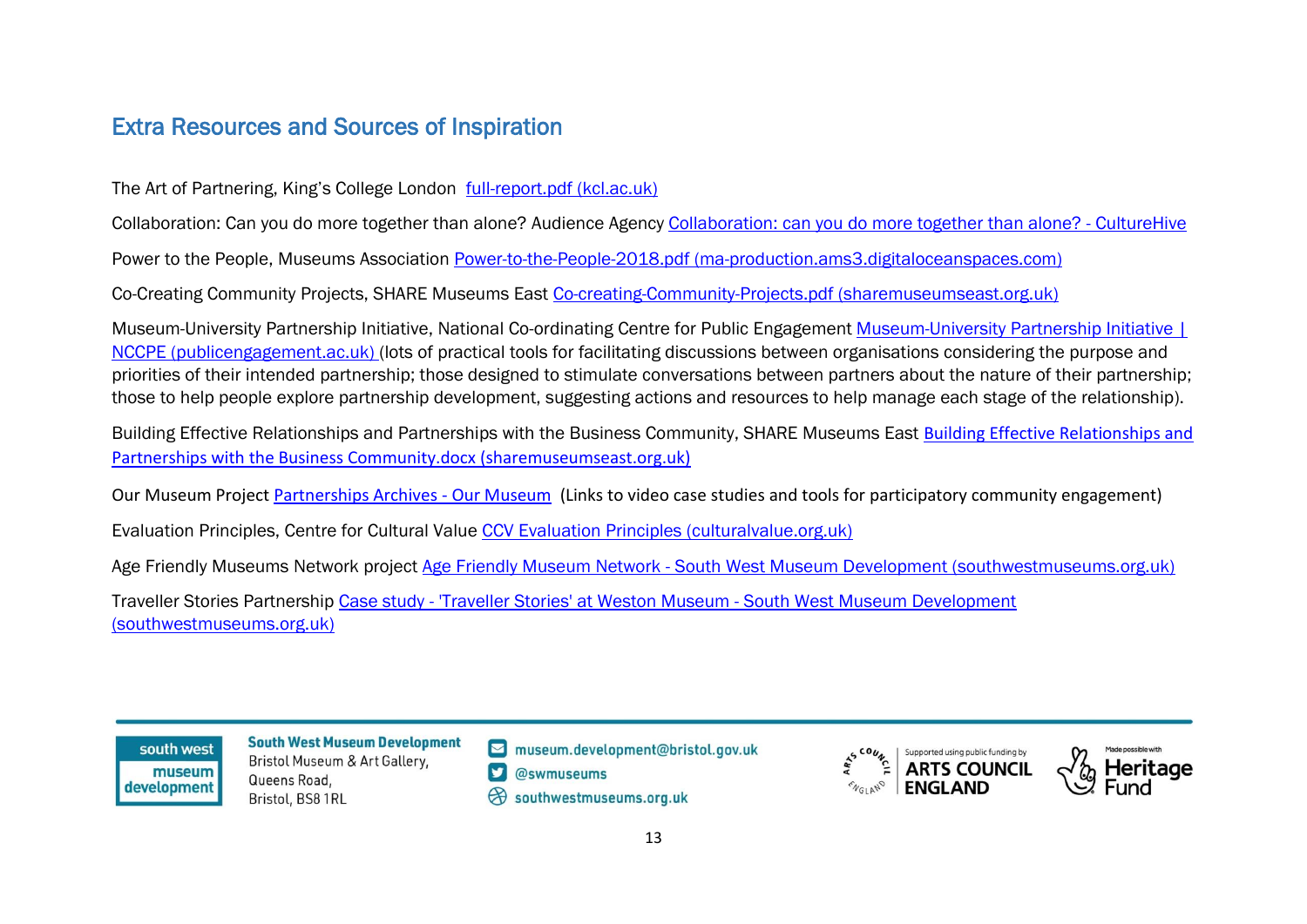## Extra Resources and Sources of Inspiration

The Art of Partnering, King's College London full-report.pdf (kcl.ac.uk)

Collaboration: Can you do more together than alone? Audience Agency Collaboration: can you do more together than alone? - CultureHive

Power to the People, Museums Association Power-to-the-People-2018.pdf (ma-production.ams3.digitaloceanspaces.com)

Co-Creating Community Projects, SHARE Museums East Co-creating-Community-Projects.pdf (sharemuseumseast.org.uk)

Museum-University Partnership Initiative, National Co-ordinating Centre for Public Engagement Museum-University Partnership Initiative | NCCPE (publicengagement.ac.uk) (lots of practical tools for facilitating discussions between organisations considering the purpose and priorities of their intended partnership; those designed to stimulate conversations between partners about the nature of their partnership; those to help people explore partnership development, suggesting actions and resources to help manage each stage of the relationship).

Building Effective Relationships and Partnerships with the Business Community, SHARE Museums East Building Effective Relationships and Partnerships with the Business Community.docx (sharemuseumseast.org.uk)

Our Museum Project Partnerships Archives - Our Museum (Links to video case studies and tools for participatory community engagement)

Evaluation Principles, Centre for Cultural Value CCV Evaluation Principles (culturalvalue.org.uk)

Age Friendly Museums Network project Age Friendly Museum Network - South West Museum Development (southwestmuseums.org.uk)

Traveller Stories Partnership Case study - 'Traveller Stories' at Weston Museum - South West Museum Development (southwestmuseums.org.uk)

**South West Museum Development**
Bristol Museum & Art Gallery,
Queens Road,
Bristol, BS8 1RL

museum.development@bristol.gov.uk
@swmuseums
southwestmuseums.org.uk

Supported using public funding by ARTS COUNCIL ENGLAND

Made possible with Heritage Fund